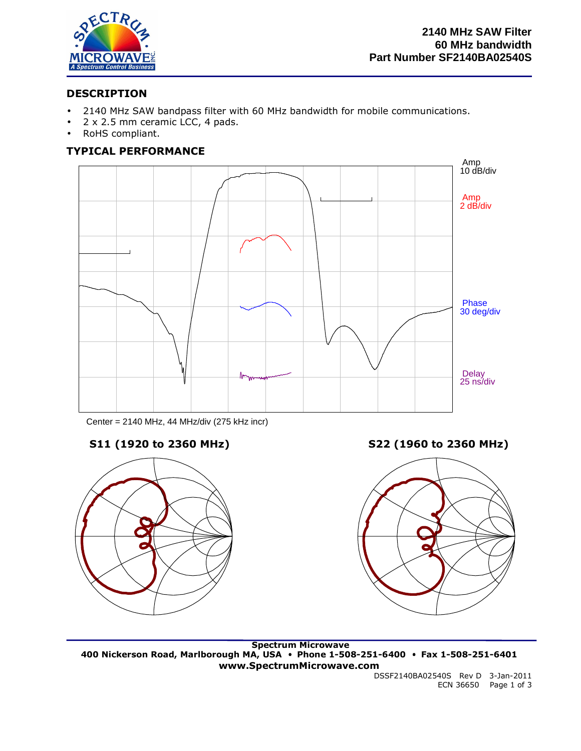**2140 MHz SAW Filter**
**60 MHz bandwidth**
**Part Number SF2140BA02540S**

## DESCRIPTION

- 2140 MHz SAW bandpass filter with 60 MHz bandwidth for mobile communications.
- 2 x 2.5 mm ceramic LCC, 4 pads.
- RoHS compliant.

## TYPICAL PERFORMANCE

Amp 10 dB/div

Amp 2 dB/div

Phase 30 deg/div

Delay 25 ns/div

Center = 2140 MHz, 44 MHz/div (275 kHz incr)

**S11 (1920 to 2360 MHz)**

**S22 (1960 to 2360 MHz)**

**Spectrum Microwave**
**400 Nickerson Road, Marlborough MA, USA • Phone 1-508-251-6400 • Fax 1-508-251-6401**
**www.SpectrumMicrowave.com**

DSSF2140BA02540S Rev D 3-Jan-2011
ECN 36650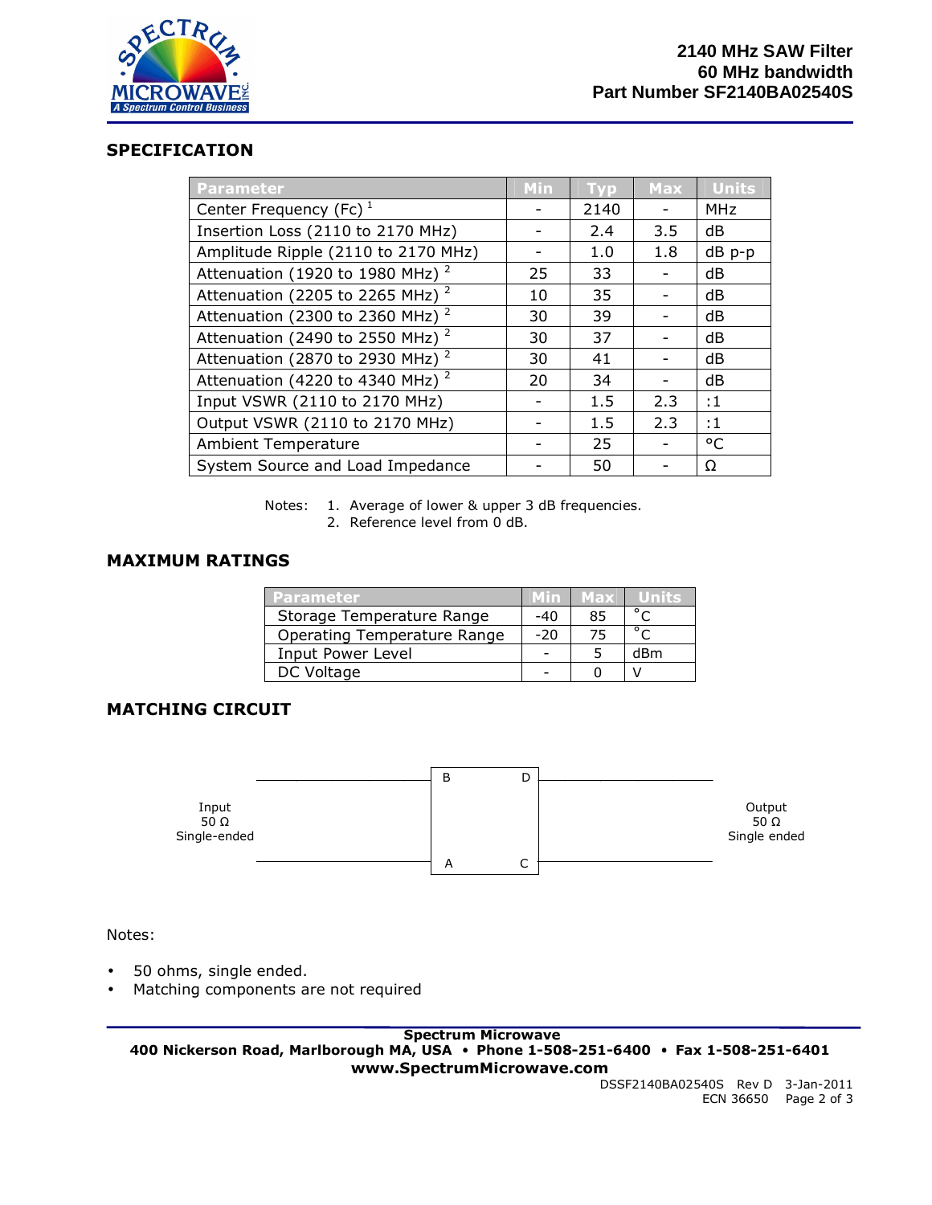**2140 MHz SAW Filter**
**60 MHz bandwidth**
**Part Number SF2140BA02540S**

## SPECIFICATION

| Parameter | Min | Typ | Max | Units |
|---|---|---|---|---|
| Center Frequency (Fc) [1] | - | 2140 | - | MHz |
| Insertion Loss (2110 to 2170 MHz) | - | 2.4 | 3.5 | dB |
| Amplitude Ripple (2110 to 2170 MHz) | - | 1.0 | 1.8 | dB p-p |
| Attenuation (1920 to 1980 MHz) [2] | 25 | 33 | - | dB |
| Attenuation (2205 to 2265 MHz) [2] | 10 | 35 | - | dB |
| Attenuation (2300 to 2360 MHz) [2] | 30 | 39 | - | dB |
| Attenuation (2490 to 2550 MHz) [2] | 30 | 37 | - | dB |
| Attenuation (2870 to 2930 MHz) [2] | 30 | 41 | - | dB |
| Attenuation (4220 to 4340 MHz) [2] | 20 | 34 | - | dB |
| Input VSWR (2110 to 2170 MHz) | - | 1.5 | 2.3 | :1 |
| Output VSWR (2110 to 2170 MHz) | - | 1.5 | 2.3 | :1 |
| Ambient Temperature | - | 25 | - | °C |
| System Source and Load Impedance | - | 50 | - | Ω |

Notes:
1. Average of lower & upper 3 dB frequencies.
2. Reference level from 0 dB.

## MAXIMUM RATINGS

| Parameter | Min | Max | Units |
|---|---|---|---|
| Storage Temperature Range | -40 | 85 | °C |
| Operating Temperature Range | -20 | 75 | °C |
| Input Power Level | - | 5 | dBm |
| DC Voltage | - | 0 | V |

## MATCHING CIRCUIT

Input 50 Ω Single-ended — B, A — D, C — Output 50 Ω Single ended

Notes:

- 50 ohms, single ended.
- Matching components are not required

**Spectrum Microwave**
**400 Nickerson Road, Marlborough MA, USA • Phone 1-508-251-6400 • Fax 1-508-251-6401**
**www.SpectrumMicrowave.com**

DSSF2140BA02540S Rev D 3-Jan-2011
ECN 36650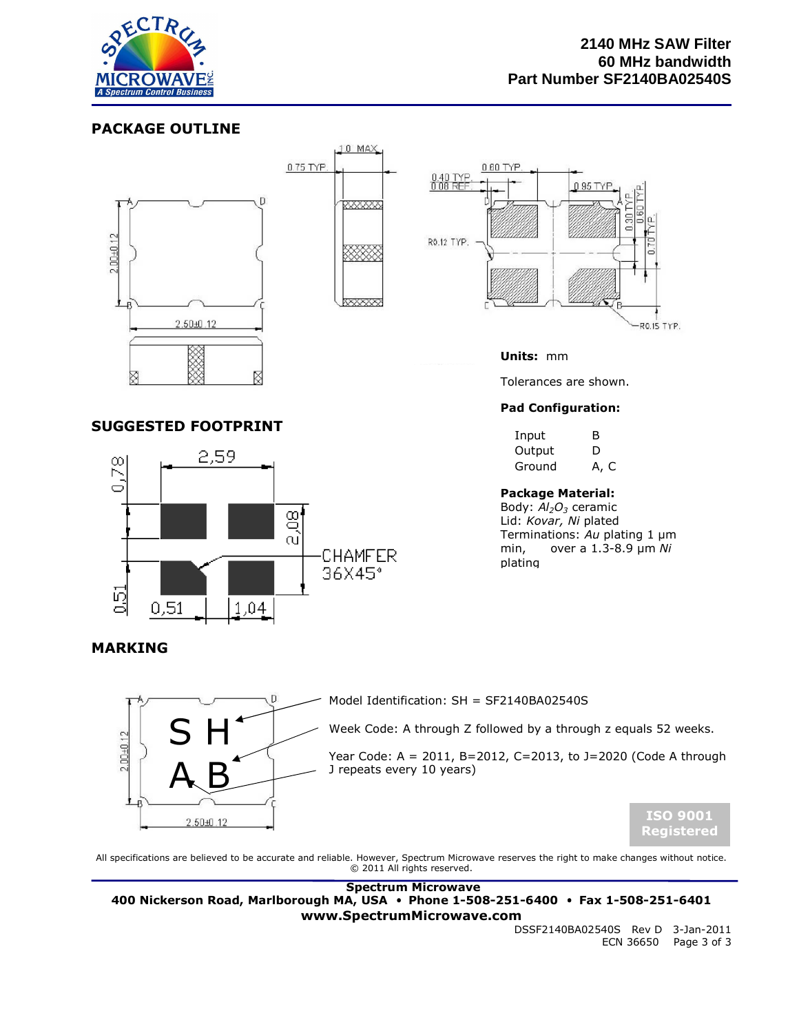**2140 MHz SAW Filter**
**60 MHz bandwidth**
**Part Number SF2140BA02540S**

## PACKAGE OUTLINE

0.75 TYP

1.0 MAX

2.00±0.12

2.50±0.12

0.40 TYP.

0.08 REF.

0.80 TYP.

0.85 TYP.

0.30 TYP.

0.60 TYP.

0.70 TYP.

R0.12 TYP.

R0.15 TYP.

**Units:** mm

Tolerances are shown.

**Pad Configuration:**

| | |
|---|---|
| Input | B |
| Output | D |
| Ground | A, C |

**Package Material:**
Body: $Al_2O_3$ ceramic
Lid: *Kovar, Ni* plated
Terminations: *Au* plating 1 µm min, over a 1.3-8.9 µm *Ni* plating

## SUGGESTED FOOTPRINT

2,59

0,78

2,08

0,51

0,51

1,04

CHAMFER 36X45°

## MARKING

S H

A B

2.00±0.12

2.50±0.12

Model Identification: SH = SF2140BA02540S

Week Code: A through Z followed by a through z equals 52 weeks.

Year Code: A = 2011, B=2012, C=2013, to J=2020 (Code A through J repeats every 10 years)

ISO 9001 Registered

All specifications are believed to be accurate and reliable. However, Spectrum Microwave reserves the right to make changes without notice.
© 2011 All rights reserved.

**Spectrum Microwave**
**400 Nickerson Road, Marlborough MA, USA • Phone 1-508-251-6400 • Fax 1-508-251-6401**
**www.SpectrumMicrowave.com**

DSSF2140BA02540S Rev D 3-Jan-2011
ECN 36650